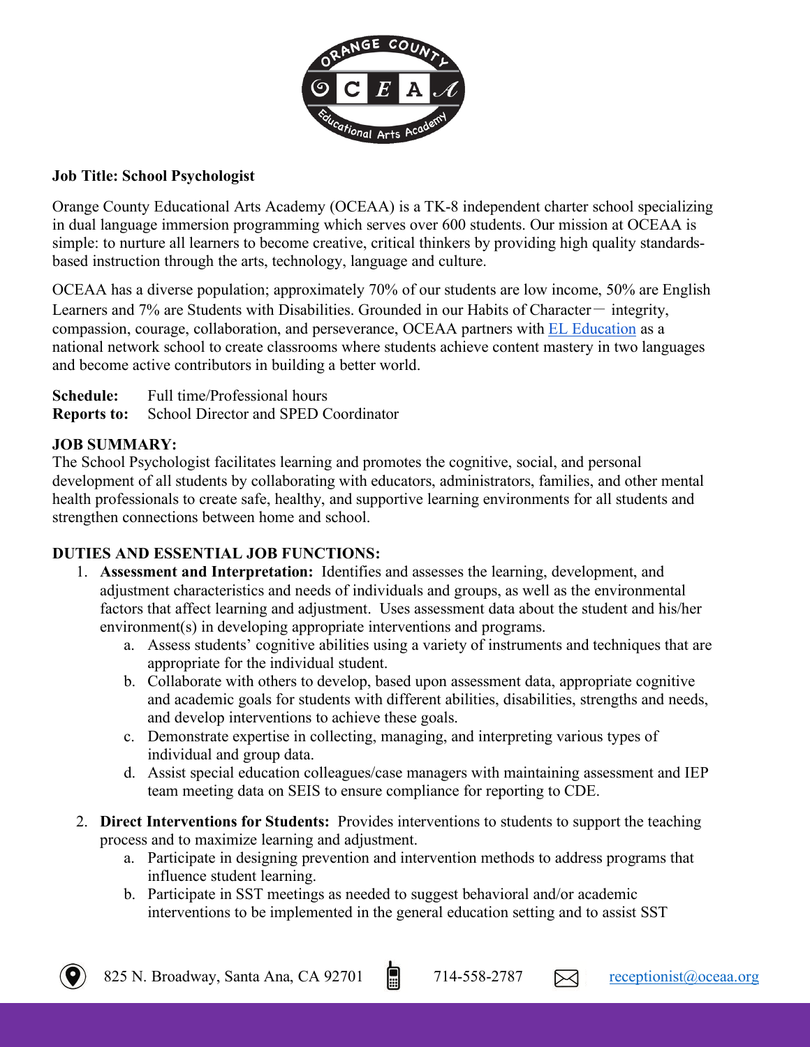**Job Title: School Psychologist**

Orange County Educational Arts Academy (OCEAA) is a TK-8 independent charter school specializing in dual language immersion programming which serves over 600 students. Our mission at OCEAA is simple: to nurture all learners to become creative, critical thinkers by providing high quality standards-based instruction through the arts, technology, language and culture.

OCEAA has a diverse population; approximately 70% of our students are low income, 50% are English Learners and 7% are Students with Disabilities. Grounded in our Habits of Character— integrity, compassion, courage, collaboration, and perseverance, OCEAA partners with [EL Education](#) as a national network school to create classrooms where students achieve content mastery in two languages and become active contributors in building a better world.

**Schedule:** Full time/Professional hours
**Reports to:** School Director and SPED Coordinator

**JOB SUMMARY:**
The School Psychologist facilitates learning and promotes the cognitive, social, and personal development of all students by collaborating with educators, administrators, families, and other mental health professionals to create safe, healthy, and supportive learning environments for all students and strengthen connections between home and school.

**DUTIES AND ESSENTIAL JOB FUNCTIONS:**

1. **Assessment and Interpretation:** Identifies and assesses the learning, development, and adjustment characteristics and needs of individuals and groups, as well as the environmental factors that affect learning and adjustment. Uses assessment data about the student and his/her environment(s) in developing appropriate interventions and programs.
   a. Assess students' cognitive abilities using a variety of instruments and techniques that are appropriate for the individual student.
   b. Collaborate with others to develop, based upon assessment data, appropriate cognitive and academic goals for students with different abilities, disabilities, strengths and needs, and develop interventions to achieve these goals.
   c. Demonstrate expertise in collecting, managing, and interpreting various types of individual and group data.
   d. Assist special education colleagues/case managers with maintaining assessment and IEP team meeting data on SEIS to ensure compliance for reporting to CDE.

2. **Direct Interventions for Students:** Provides interventions to students to support the teaching process and to maximize learning and adjustment.
   a. Participate in designing prevention and intervention methods to address programs that influence student learning.
   b. Participate in SST meetings as needed to suggest behavioral and/or academic interventions to be implemented in the general education setting and to assist SST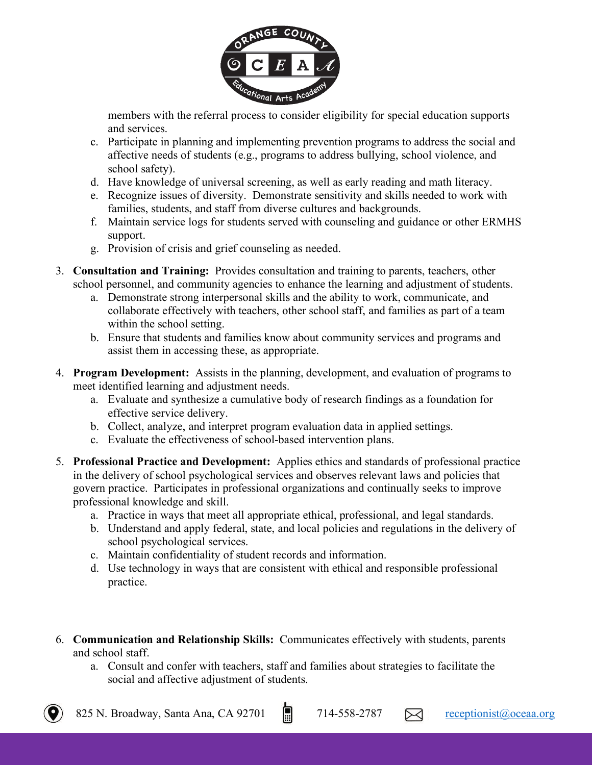members with the referral process to consider eligibility for special education supports and services.

c. Participate in planning and implementing prevention programs to address the social and affective needs of students (e.g., programs to address bullying, school violence, and school safety).
d. Have knowledge of universal screening, as well as early reading and math literacy.
e. Recognize issues of diversity. Demonstrate sensitivity and skills needed to work with families, students, and staff from diverse cultures and backgrounds.
f. Maintain service logs for students served with counseling and guidance or other ERMHS support.
g. Provision of crisis and grief counseling as needed.

3. **Consultation and Training:** Provides consultation and training to parents, teachers, other school personnel, and community agencies to enhance the learning and adjustment of students.
   a. Demonstrate strong interpersonal skills and the ability to work, communicate, and collaborate effectively with teachers, other school staff, and families as part of a team within the school setting.
   b. Ensure that students and families know about community services and programs and assist them in accessing these, as appropriate.

4. **Program Development:** Assists in the planning, development, and evaluation of programs to meet identified learning and adjustment needs.
   a. Evaluate and synthesize a cumulative body of research findings as a foundation for effective service delivery.
   b. Collect, analyze, and interpret program evaluation data in applied settings.
   c. Evaluate the effectiveness of school-based intervention plans.

5. **Professional Practice and Development:** Applies ethics and standards of professional practice in the delivery of school psychological services and observes relevant laws and policies that govern practice. Participates in professional organizations and continually seeks to improve professional knowledge and skill.
   a. Practice in ways that meet all appropriate ethical, professional, and legal standards.
   b. Understand and apply federal, state, and local policies and regulations in the delivery of school psychological services.
   c. Maintain confidentiality of student records and information.
   d. Use technology in ways that are consistent with ethical and responsible professional practice.

6. **Communication and Relationship Skills:** Communicates effectively with students, parents and school staff.
   a. Consult and confer with teachers, staff and families about strategies to facilitate the social and affective adjustment of students.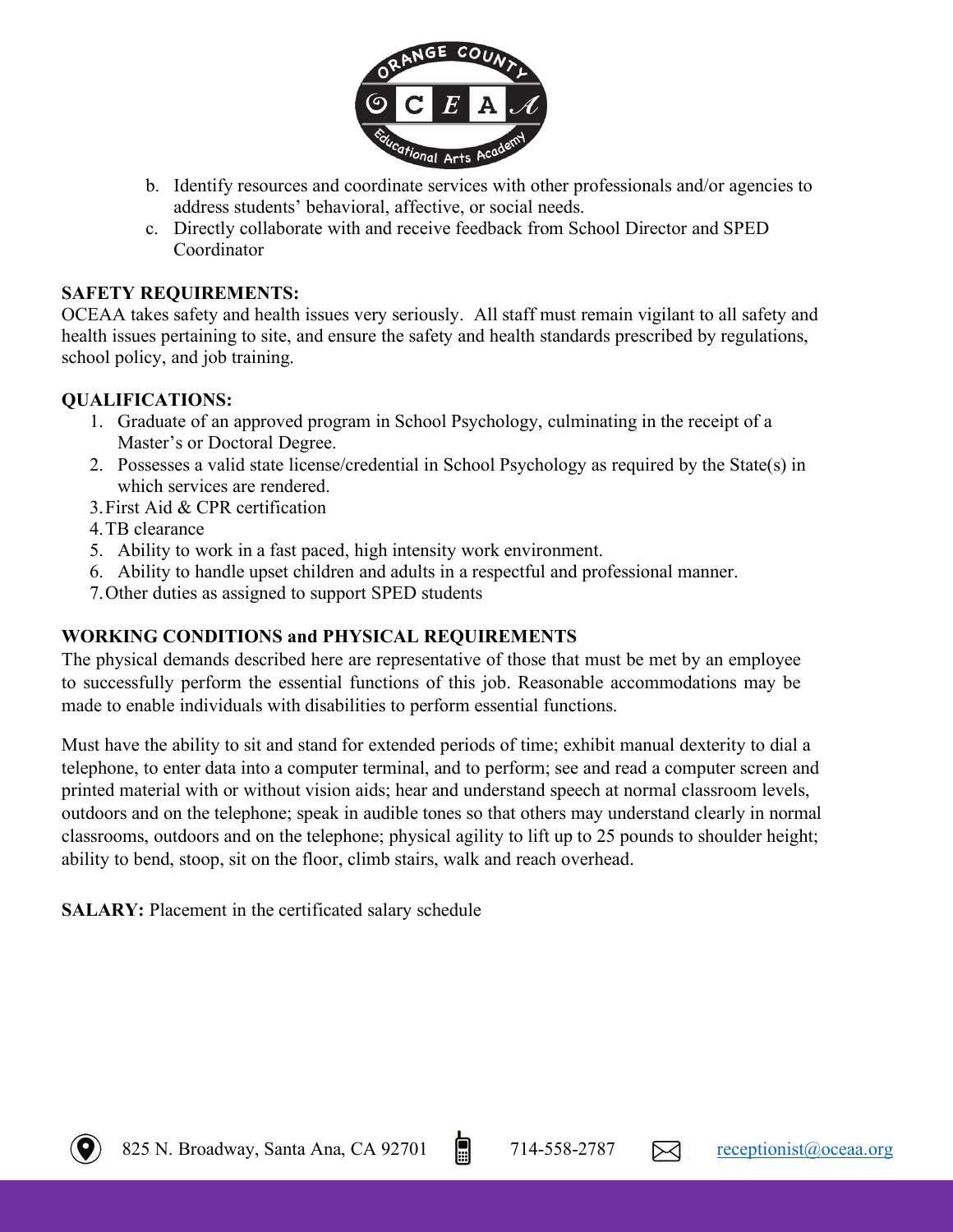b. Identify resources and coordinate services with other professionals and/or agencies to address students' behavioral, affective, or social needs.
c. Directly collaborate with and receive feedback from School Director and SPED Coordinator

**SAFETY REQUIREMENTS:**
OCEAA takes safety and health issues very seriously. All staff must remain vigilant to all safety and health issues pertaining to site, and ensure the safety and health standards prescribed by regulations, school policy, and job training.

**QUALIFICATIONS:**

1. Graduate of an approved program in School Psychology, culminating in the receipt of a Master's or Doctoral Degree.
2. Possesses a valid state license/credential in School Psychology as required by the State(s) in which services are rendered.
3. First Aid & CPR certification
4. TB clearance
5. Ability to work in a fast paced, high intensity work environment.
6. Ability to handle upset children and adults in a respectful and professional manner.
7. Other duties as assigned to support SPED students

**WORKING CONDITIONS and PHYSICAL REQUIREMENTS**
The physical demands described here are representative of those that must be met by an employee to successfully perform the essential functions of this job. Reasonable accommodations may be made to enable individuals with disabilities to perform essential functions.

Must have the ability to sit and stand for extended periods of time; exhibit manual dexterity to dial a telephone, to enter data into a computer terminal, and to perform; see and read a computer screen and printed material with or without vision aids; hear and understand speech at normal classroom levels, outdoors and on the telephone; speak in audible tones so that others may understand clearly in normal classrooms, outdoors and on the telephone; physical agility to lift up to 25 pounds to shoulder height; ability to bend, stoop, sit on the floor, climb stairs, walk and reach overhead.

**SALARY:** Placement in the certificated salary schedule